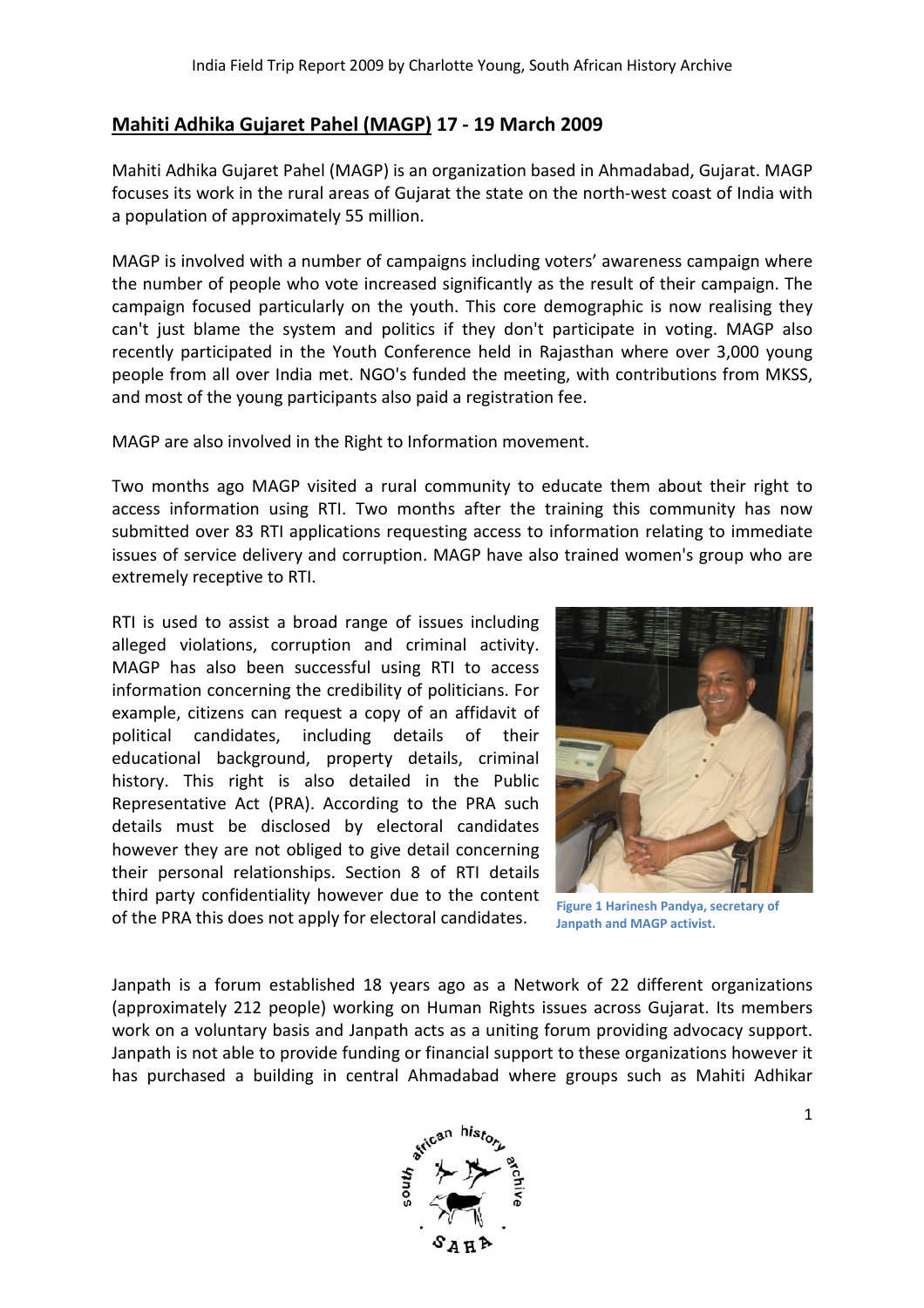## Mahiti Adhika Gujaret Pahel (MAGP) 17 - 19 March 2009

Mahiti Adhika Gujaret Pahel (MAGP) is an organization based in Ahmadabad, Gujarat. MAGP focuses its work in the rural areas of Gujarat the state on the north-west coast of India with a population of approximately 55 million.

MAGP is involved with a number of campaigns including voters' awareness campaign where the number of people who vote increased significantly as the result of their campaign. The campaign focused particularly on the youth. This core demographic is now realising they can't just blame the system and politics if they don't participate in voting. MAGP also recently participated in the Youth Conference held in Rajasthan where over 3,000 young people from all over India met. NGO's funded the meeting, with contributions from MKSS, and most of the young participants also paid a registration fee.

MAGP are also involved in the Right to Information movement.

Two months ago MAGP visited a rural community to educate them about their right to access information using RTI. Two months after the training this community has now submitted over 83 RTI applications requesting access to information relating to immediate issues of service delivery and corruption. MAGP have also trained women's group who are extremely receptive to RTI.

RTI is used to assist a broad range of issues including alleged violations, corruption and criminal activity. MAGP has also been successful using RTI to access information concerning the credibility of politicians. For example, citizens can request a copy of an affidavit of political candidates, including details of their educational background, property details, criminal history. This right is also detailed in the Public Representative Act (PRA). According to the PRA such details must be disclosed by electoral candidates however they are not obliged to give detail concerning their personal relationships. Section 8 of RTI details third party confidentiality however due to the content of the PRA this does not apply for electoral candidates.

Figure 1 Harinesh Pandya, secretary of Janpath and MAGP activist.

Janpath is a forum established 18 years ago as a Network of 22 different organizations (approximately 212 people) working on Human Rights issues across Gujarat. Its members work on a voluntary basis and Janpath acts as a uniting forum providing advocacy support. Janpath is not able to provide funding or financial support to these organizations however it has purchased a building in central Ahmadabad where groups such as Mahiti Adhikar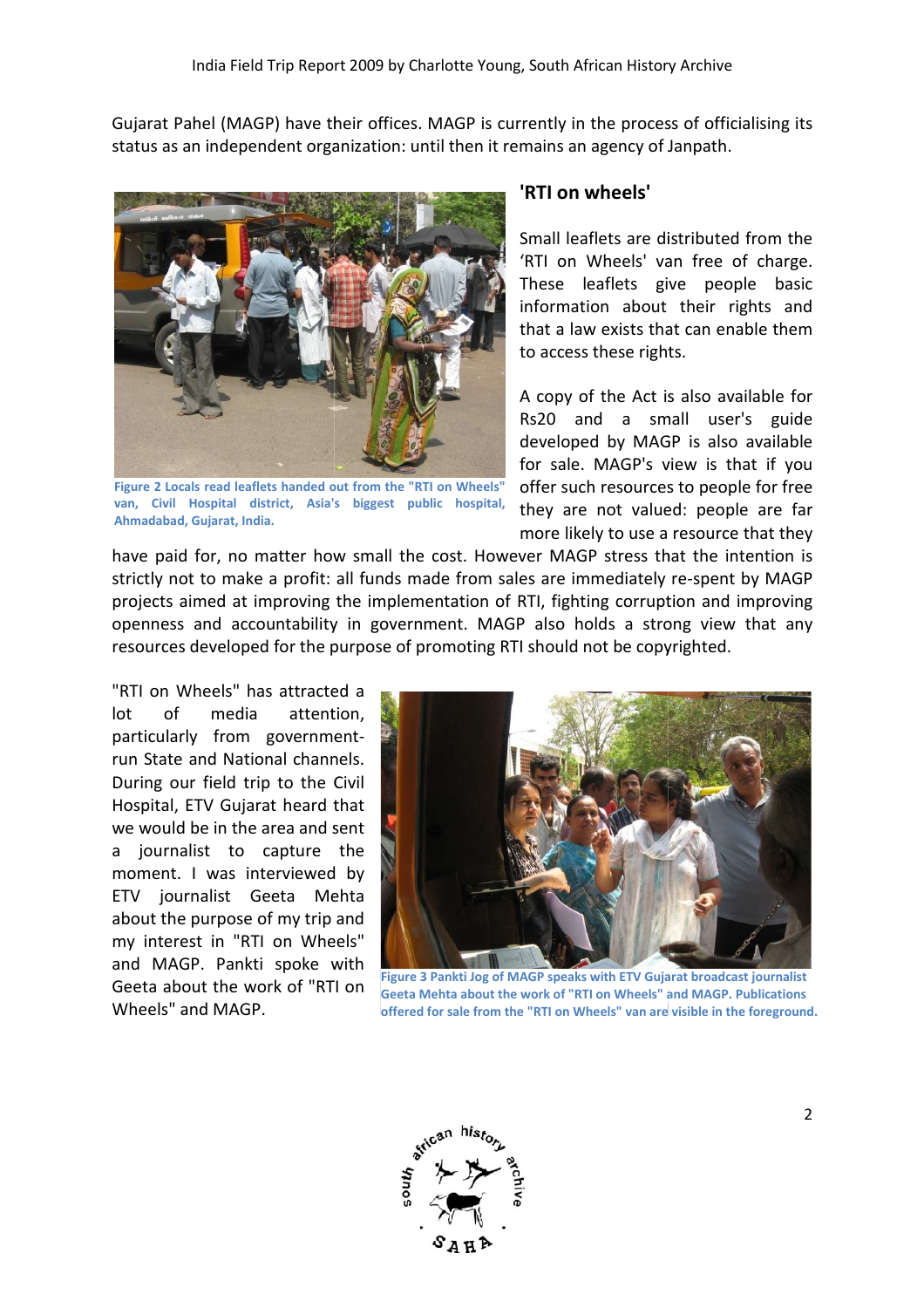Gujarat Pahel (MAGP) have their offices. MAGP is currently in the process of officialising its status as an independent organization: until then it remains an agency of Janpath.

## 'RTI on wheels'

Small leaflets are distributed from the 'RTI on Wheels' van free of charge. These leaflets give people basic information about their rights and that a law exists that can enable them to access these rights.

Figure 2 Locals read leaflets handed out from the "RTI on Wheels" van, Civil Hospital district, Asia's biggest public hospital, Ahmadabad, Gujarat, India.

A copy of the Act is also available for Rs20 and a small user's guide developed by MAGP is also available for sale. MAGP's view is that if you offer such resources to people for free they are not valued: people are far more likely to use a resource that they have paid for, no matter how small the cost. However MAGP stress that the intention is strictly not to make a profit: all funds made from sales are immediately re-spent by MAGP projects aimed at improving the implementation of RTI, fighting corruption and improving openness and accountability in government. MAGP also holds a strong view that any resources developed for the purpose of promoting RTI should not be copyrighted.

"RTI on Wheels" has attracted a lot of media attention, particularly from government-run State and National channels. During our field trip to the Civil Hospital, ETV Gujarat heard that we would be in the area and sent a journalist to capture the moment. I was interviewed by ETV journalist Geeta Mehta about the purpose of my trip and my interest in "RTI on Wheels" and MAGP. Pankti spoke with Geeta about the work of "RTI on Wheels" and MAGP.

Figure 3 Pankti Jog of MAGP speaks with ETV Gujarat broadcast journalist Geeta Mehta about the work of "RTI on Wheels" and MAGP. Publications offered for sale from the "RTI on Wheels" van are visible in the foreground.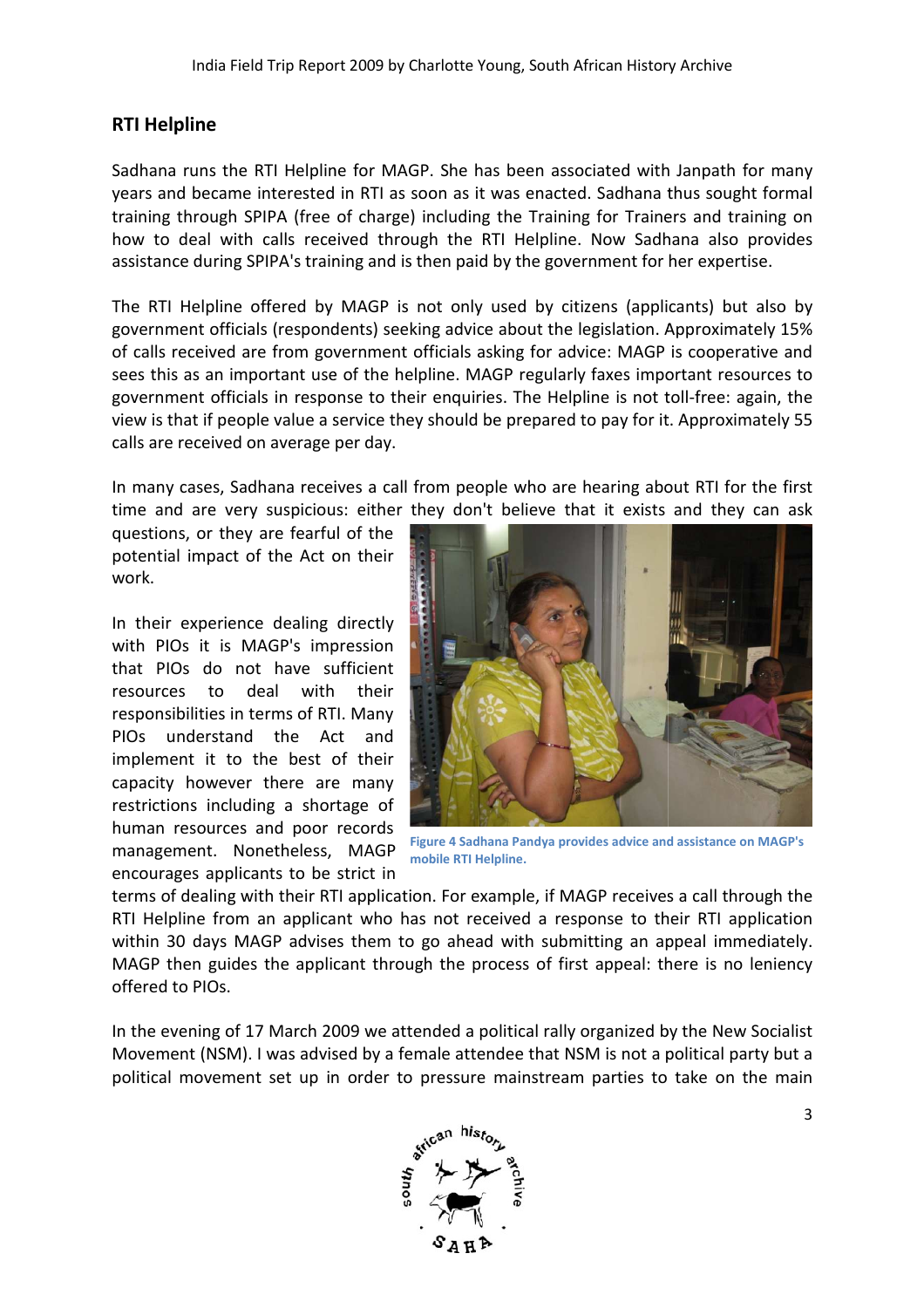## RTI Helpline

Sadhana runs the RTI Helpline for MAGP. She has been associated with Janpath for many years and became interested in RTI as soon as it was enacted. Sadhana thus sought formal training through SPIPA (free of charge) including the Training for Trainers and training on how to deal with calls received through the RTI Helpline. Now Sadhana also provides assistance during SPIPA's training and is then paid by the government for her expertise.

The RTI Helpline offered by MAGP is not only used by citizens (applicants) but also by government officials (respondents) seeking advice about the legislation. Approximately 15% of calls received are from government officials asking for advice: MAGP is cooperative and sees this as an important use of the helpline. MAGP regularly faxes important resources to government officials in response to their enquiries. The Helpline is not toll-free: again, the view is that if people value a service they should be prepared to pay for it. Approximately 55 calls are received on average per day.

In many cases, Sadhana receives a call from people who are hearing about RTI for the first time and are very suspicious: either they don't believe that it exists and they can ask questions, or they are fearful of the potential impact of the Act on their work.

In their experience dealing directly with PIOs it is MAGP's impression that PIOs do not have sufficient resources to deal with their responsibilities in terms of RTI. Many PIOs understand the Act and implement it to the best of their capacity however there are many restrictions including a shortage of human resources and poor records management. Nonetheless, MAGP encourages applicants to be strict in terms of dealing with their RTI application. For example, if MAGP receives a call through the RTI Helpline from an applicant who has not received a response to their RTI application within 30 days MAGP advises them to go ahead with submitting an appeal immediately. MAGP then guides the applicant through the process of first appeal: there is no leniency offered to PIOs.

Figure 4 Sadhana Pandya provides advice and assistance on MAGP's mobile RTI Helpline.

In the evening of 17 March 2009 we attended a political rally organized by the New Socialist Movement (NSM). I was advised by a female attendee that NSM is not a political party but a political movement set up in order to pressure mainstream parties to take on the main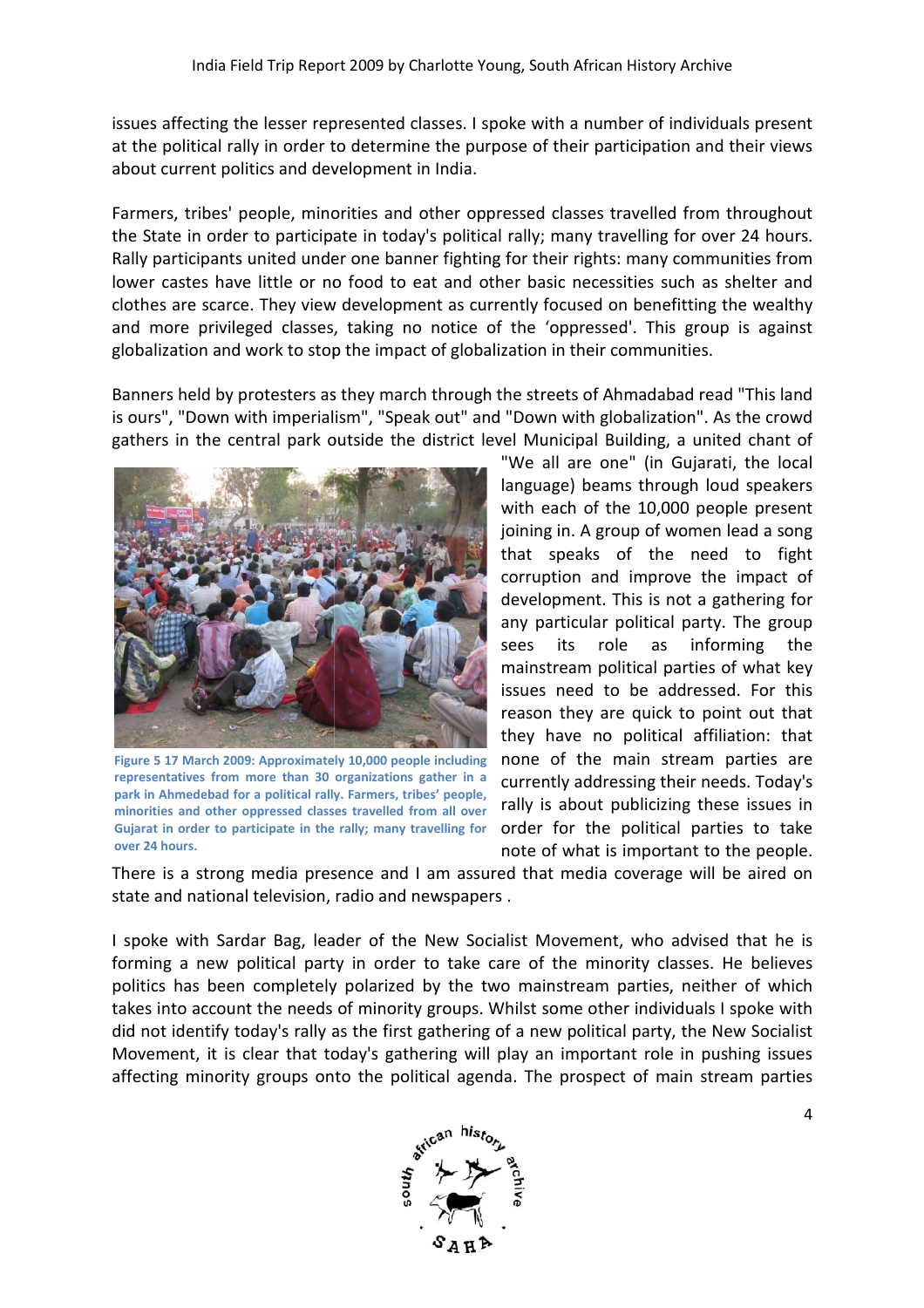issues affecting the lesser represented classes. I spoke with a number of individuals present at the political rally in order to determine the purpose of their participation and their views about current politics and development in India.

Farmers, tribes' people, minorities and other oppressed classes travelled from throughout the State in order to participate in today's political rally; many travelling for over 24 hours. Rally participants united under one banner fighting for their rights: many communities from lower castes have little or no food to eat and other basic necessities such as shelter and clothes are scarce. They view development as currently focused on benefitting the wealthy and more privileged classes, taking no notice of the 'oppressed'. This group is against globalization and work to stop the impact of globalization in their communities.

Banners held by protesters as they march through the streets of Ahmadabad read "This land is ours", "Down with imperialism", "Speak out" and "Down with globalization". As the crowd gathers in the central park outside the district level Municipal Building, a united chant of "We all are one" (in Gujarati, the local language) beams through loud speakers with each of the 10,000 people present joining in. A group of women lead a song that speaks of the need to fight corruption and improve the impact of development. This is not a gathering for any particular political party. The group sees its role as informing the mainstream political parties of what key issues need to be addressed. For this reason they are quick to point out that they have no political affiliation: that none of the main stream parties are currently addressing their needs. Today's rally is about publicizing these issues in order for the political parties to take note of what is important to the people. There is a strong media presence and I am assured that media coverage will be aired on state and national television, radio and newspapers .

**Figure 5 17 March 2009: Approximately 10,000 people including representatives from more than 30 organizations gather in a park in Ahmedebad for a political rally. Farmers, tribes' people, minorities and other oppressed classes travelled from all over Gujarat in order to participate in the rally; many travelling for over 24 hours.**

I spoke with Sardar Bag, leader of the New Socialist Movement, who advised that he is forming a new political party in order to take care of the minority classes. He believes politics has been completely polarized by the two mainstream parties, neither of which takes into account the needs of minority groups. Whilst some other individuals I spoke with did not identify today's rally as the first gathering of a new political party, the New Socialist Movement, it is clear that today's gathering will play an important role in pushing issues affecting minority groups onto the political agenda. The prospect of main stream parties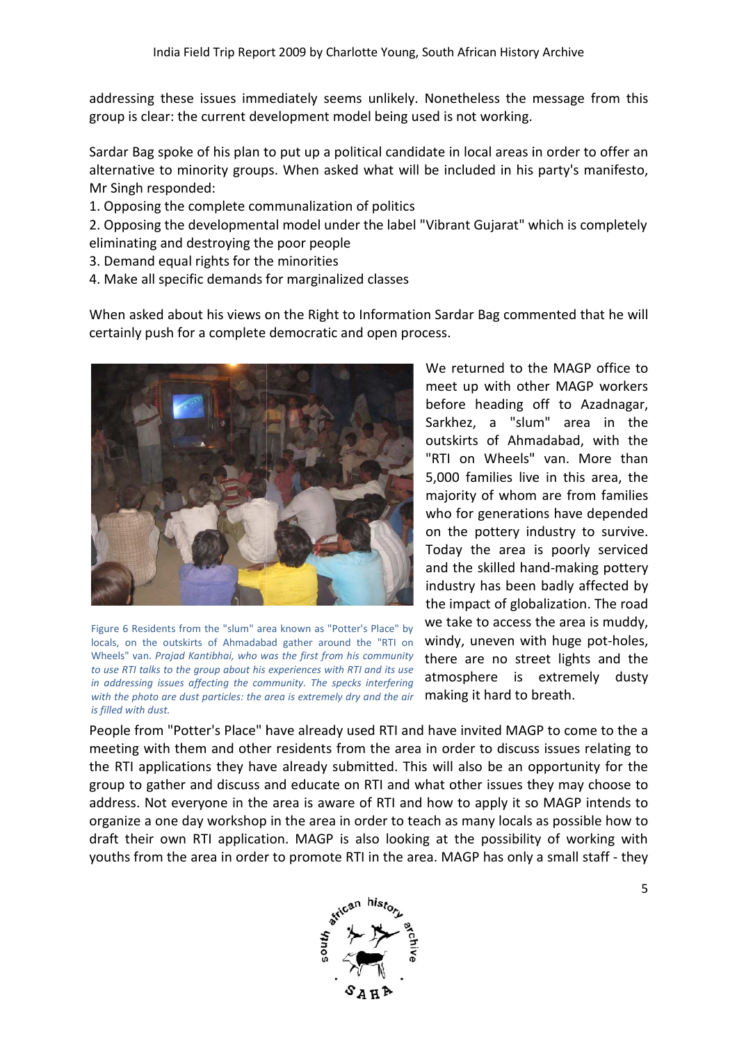addressing these issues immediately seems unlikely. Nonetheless the message from this group is clear: the current development model being used is not working.

Sardar Bag spoke of his plan to put up a political candidate in local areas in order to offer an alternative to minority groups. When asked what will be included in his party's manifesto, Mr Singh responded:

1. Opposing the complete communalization of politics
2. Opposing the developmental model under the label "Vibrant Gujarat" which is completely eliminating and destroying the poor people
3. Demand equal rights for the minorities
4. Make all specific demands for marginalized classes

When asked about his views on the Right to Information Sardar Bag commented that he will certainly push for a complete democratic and open process.

Figure 6 Residents from the "slum" area known as "Potter's Place" by locals, on the outskirts of Ahmadabad gather around the "RTI on Wheels" van. *Prajad Kantibhai, who was the first from his community to use RTI talks to the group about his experiences with RTI and its use in addressing issues affecting the community. The specks interfering with the photo are dust particles: the area is extremely dry and the air is filled with dust.*

We returned to the MAGP office to meet up with other MAGP workers before heading off to Azadnagar, Sarkhez, a "slum" area in the outskirts of Ahmadabad, with the "RTI on Wheels" van. More than 5,000 families live in this area, the majority of whom are from families who for generations have depended on the pottery industry to survive. Today the area is poorly serviced and the skilled hand-making pottery industry has been badly affected by the impact of globalization. The road we take to access the area is muddy, windy, uneven with huge pot-holes, there are no street lights and the atmosphere is extremely dusty making it hard to breath.

People from "Potter's Place" have already used RTI and have invited MAGP to come to the a meeting with them and other residents from the area in order to discuss issues relating to the RTI applications they have already submitted. This will also be an opportunity for the group to gather and discuss and educate on RTI and what other issues they may choose to address. Not everyone in the area is aware of RTI and how to apply it so MAGP intends to organize a one day workshop in the area in order to teach as many locals as possible how to draft their own RTI application. MAGP is also looking at the possibility of working with youths from the area in order to promote RTI in the area. MAGP has only a small staff - they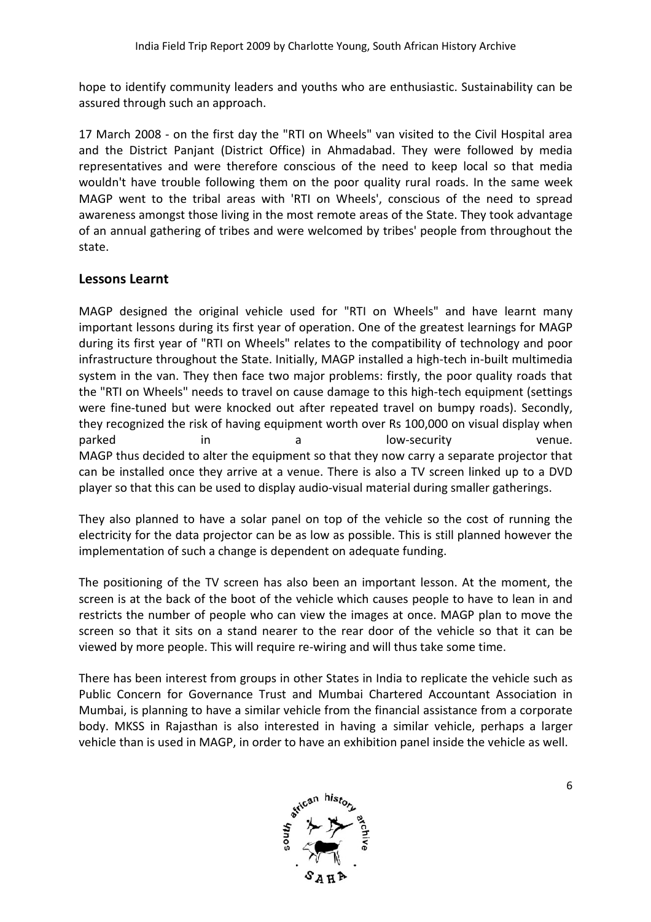hope to identify community leaders and youths who are enthusiastic. Sustainability can be assured through such an approach.

17 March 2008 - on the first day the "RTI on Wheels" van visited to the Civil Hospital area and the District Panjant (District Office) in Ahmadabad. They were followed by media representatives and were therefore conscious of the need to keep local so that media wouldn't have trouble following them on the poor quality rural roads. In the same week MAGP went to the tribal areas with 'RTI on Wheels', conscious of the need to spread awareness amongst those living in the most remote areas of the State. They took advantage of an annual gathering of tribes and were welcomed by tribes' people from throughout the state.

## Lessons Learnt

MAGP designed the original vehicle used for "RTI on Wheels" and have learnt many important lessons during its first year of operation. One of the greatest learnings for MAGP during its first year of "RTI on Wheels" relates to the compatibility of technology and poor infrastructure throughout the State. Initially, MAGP installed a high-tech in-built multimedia system in the van. They then face two major problems: firstly, the poor quality roads that the "RTI on Wheels" needs to travel on cause damage to this high-tech equipment (settings were fine-tuned but were knocked out after repeated travel on bumpy roads). Secondly, they recognized the risk of having equipment worth over Rs 100,000 on visual display when parked in a low-security venue.
MAGP thus decided to alter the equipment so that they now carry a separate projector that can be installed once they arrive at a venue. There is also a TV screen linked up to a DVD player so that this can be used to display audio-visual material during smaller gatherings.

They also planned to have a solar panel on top of the vehicle so the cost of running the electricity for the data projector can be as low as possible. This is still planned however the implementation of such a change is dependent on adequate funding.

The positioning of the TV screen has also been an important lesson. At the moment, the screen is at the back of the boot of the vehicle which causes people to have to lean in and restricts the number of people who can view the images at once. MAGP plan to move the screen so that it sits on a stand nearer to the rear door of the vehicle so that it can be viewed by more people. This will require re-wiring and will thus take some time.

There has been interest from groups in other States in India to replicate the vehicle such as Public Concern for Governance Trust and Mumbai Chartered Accountant Association in Mumbai, is planning to have a similar vehicle from the financial assistance from a corporate body. MKSS in Rajasthan is also interested in having a similar vehicle, perhaps a larger vehicle than is used in MAGP, in order to have an exhibition panel inside the vehicle as well.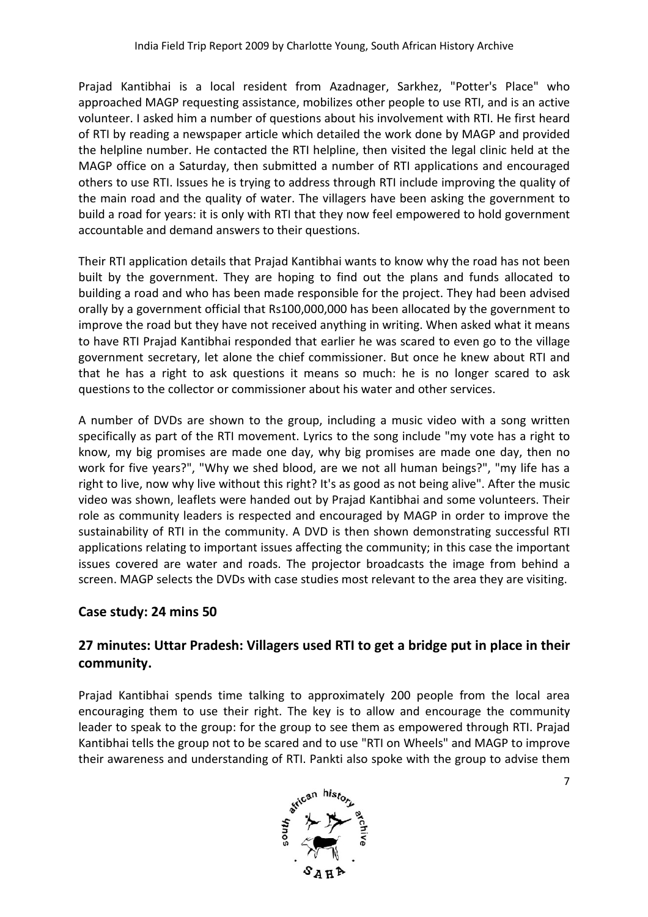Prajad Kantibhai is a local resident from Azadnager, Sarkhez, "Potter's Place" who approached MAGP requesting assistance, mobilizes other people to use RTI, and is an active volunteer. I asked him a number of questions about his involvement with RTI. He first heard of RTI by reading a newspaper article which detailed the work done by MAGP and provided the helpline number. He contacted the RTI helpline, then visited the legal clinic held at the MAGP office on a Saturday, then submitted a number of RTI applications and encouraged others to use RTI. Issues he is trying to address through RTI include improving the quality of the main road and the quality of water. The villagers have been asking the government to build a road for years: it is only with RTI that they now feel empowered to hold government accountable and demand answers to their questions.

Their RTI application details that Prajad Kantibhai wants to know why the road has not been built by the government. They are hoping to find out the plans and funds allocated to building a road and who has been made responsible for the project. They had been advised orally by a government official that Rs100,000,000 has been allocated by the government to improve the road but they have not received anything in writing. When asked what it means to have RTI Prajad Kantibhai responded that earlier he was scared to even go to the village government secretary, let alone the chief commissioner. But once he knew about RTI and that he has a right to ask questions it means so much: he is no longer scared to ask questions to the collector or commissioner about his water and other services.

A number of DVDs are shown to the group, including a music video with a song written specifically as part of the RTI movement. Lyrics to the song include "my vote has a right to know, my big promises are made one day, why big promises are made one day, then no work for five years?", "Why we shed blood, are we not all human beings?", "my life has a right to live, now why live without this right? It's as good as not being alive". After the music video was shown, leaflets were handed out by Prajad Kantibhai and some volunteers. Their role as community leaders is respected and encouraged by MAGP in order to improve the sustainability of RTI in the community. A DVD is then shown demonstrating successful RTI applications relating to important issues affecting the community; in this case the important issues covered are water and roads. The projector broadcasts the image from behind a screen. MAGP selects the DVDs with case studies most relevant to the area they are visiting.

### Case study: 24 mins 50

### 27 minutes: Uttar Pradesh: Villagers used RTI to get a bridge put in place in their community.

Prajad Kantibhai spends time talking to approximately 200 people from the local area encouraging them to use their right. The key is to allow and encourage the community leader to speak to the group: for the group to see them as empowered through RTI. Prajad Kantibhai tells the group not to be scared and to use "RTI on Wheels" and MAGP to improve their awareness and understanding of RTI. Pankti also spoke with the group to advise them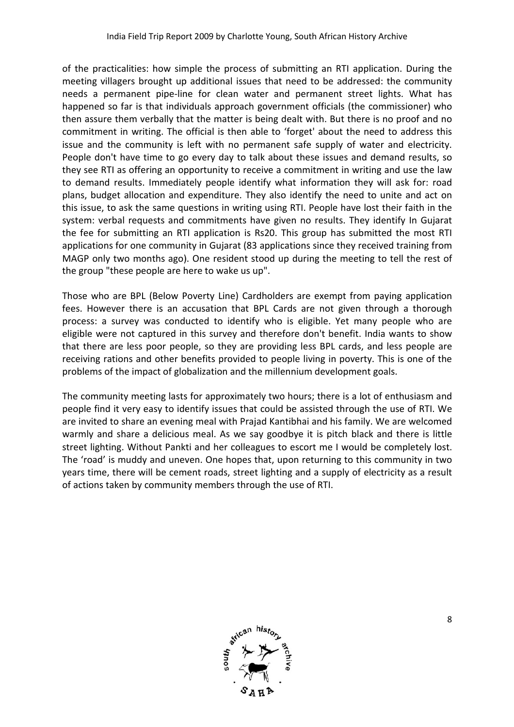of the practicalities: how simple the process of submitting an RTI application. During the meeting villagers brought up additional issues that need to be addressed: the community needs a permanent pipe-line for clean water and permanent street lights. What has happened so far is that individuals approach government officials (the commissioner) who then assure them verbally that the matter is being dealt with. But there is no proof and no commitment in writing. The official is then able to 'forget' about the need to address this issue and the community is left with no permanent safe supply of water and electricity. People don't have time to go every day to talk about these issues and demand results, so they see RTI as offering an opportunity to receive a commitment in writing and use the law to demand results. Immediately people identify what information they will ask for: road plans, budget allocation and expenditure. They also identify the need to unite and act on this issue, to ask the same questions in writing using RTI. People have lost their faith in the system: verbal requests and commitments have given no results. They identify In Gujarat the fee for submitting an RTI application is Rs20. This group has submitted the most RTI applications for one community in Gujarat (83 applications since they received training from MAGP only two months ago). One resident stood up during the meeting to tell the rest of the group "these people are here to wake us up".

Those who are BPL (Below Poverty Line) Cardholders are exempt from paying application fees. However there is an accusation that BPL Cards are not given through a thorough process: a survey was conducted to identify who is eligible. Yet many people who are eligible were not captured in this survey and therefore don't benefit. India wants to show that there are less poor people, so they are providing less BPL cards, and less people are receiving rations and other benefits provided to people living in poverty. This is one of the problems of the impact of globalization and the millennium development goals.

The community meeting lasts for approximately two hours; there is a lot of enthusiasm and people find it very easy to identify issues that could be assisted through the use of RTI. We are invited to share an evening meal with Prajad Kantibhai and his family. We are welcomed warmly and share a delicious meal. As we say goodbye it is pitch black and there is little street lighting. Without Pankti and her colleagues to escort me I would be completely lost. The 'road' is muddy and uneven. One hopes that, upon returning to this community in two years time, there will be cement roads, street lighting and a supply of electricity as a result of actions taken by community members through the use of RTI.